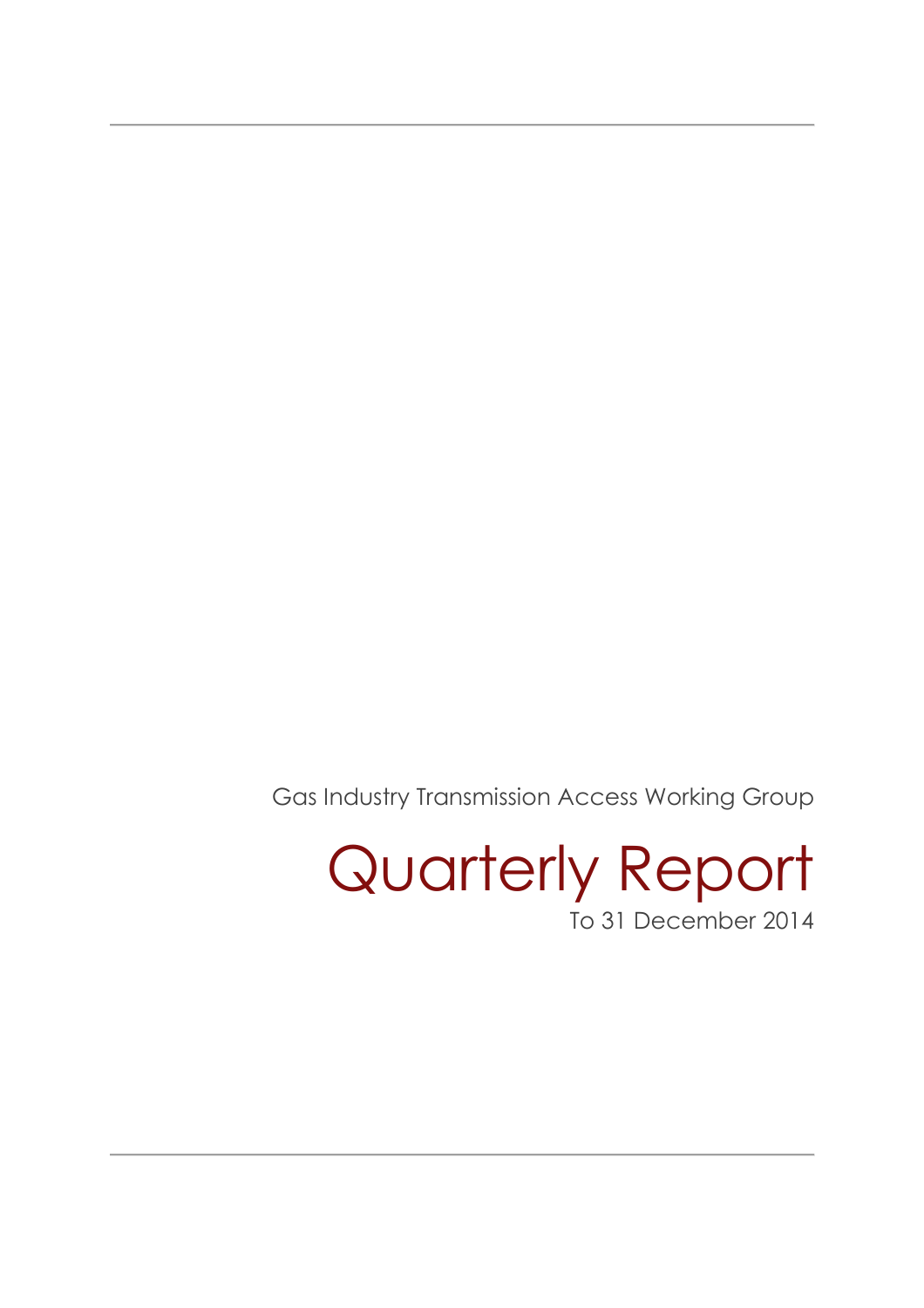Gas Industry Transmission Access Working Group

# Quarterly Report

To 31 December 2014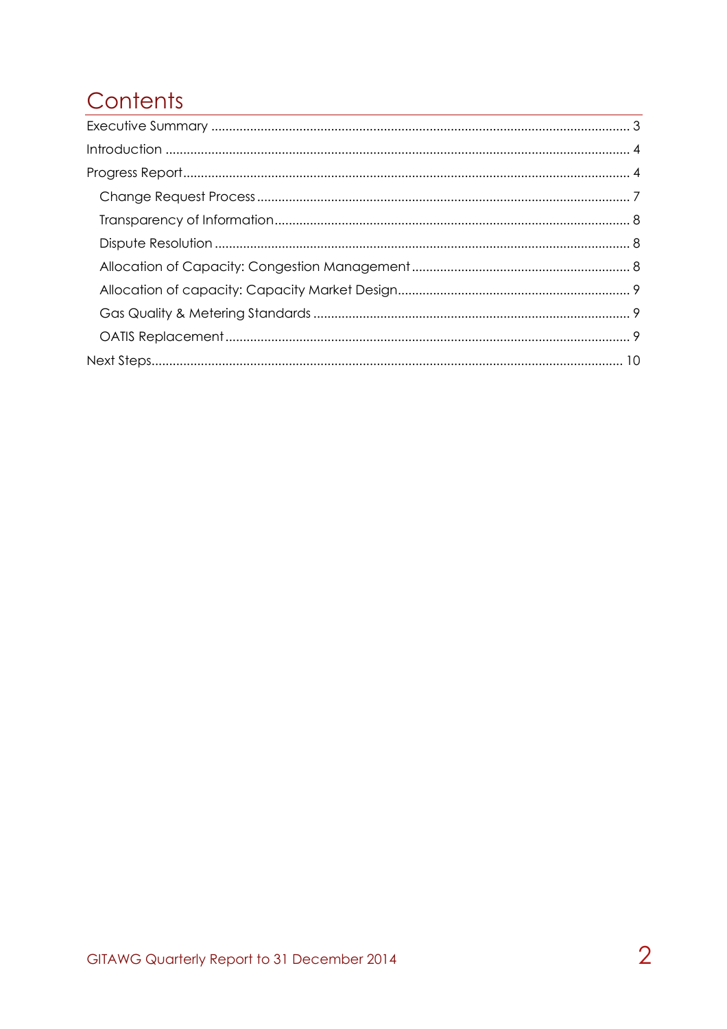# Contents

Executive Summary ..................................................................................................................... 3

Introduction ................................................................................................................................. 4

Progress Report........................................................................................................................... 4

- Change Request Process ........................................................................................................ 7
- Transparency of Information................................................................................................... 8
- Dispute Resolution .................................................................................................................... 8
- Allocation of Capacity: Congestion Management ............................................................. 8
- Allocation of capacity: Capacity Market Design................................................................. 9
- Gas Quality & Metering Standards ......................................................................................... 9
- OATIS Replacement ................................................................................................................. 9

Next Steps.................................................................................................................................... 10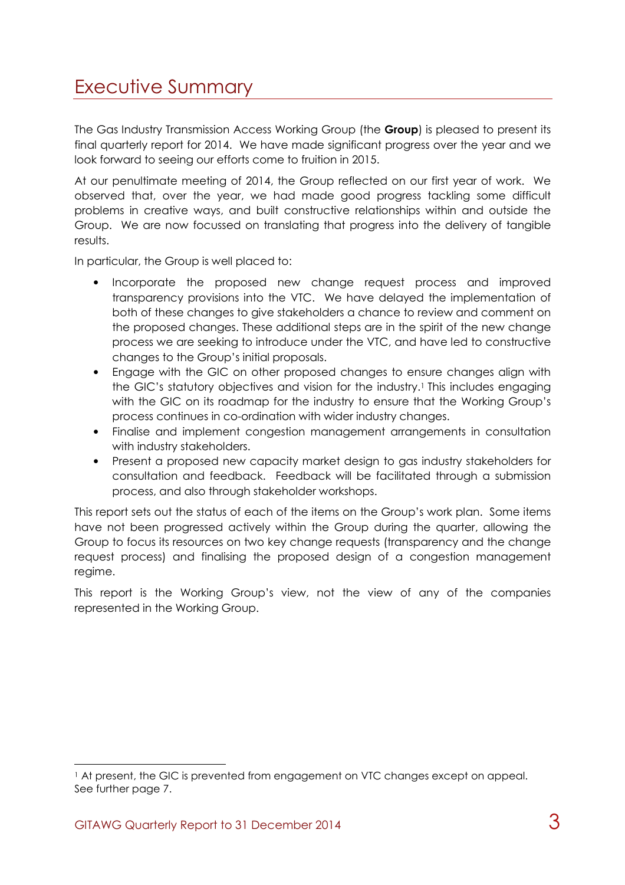# Executive Summary

The Gas Industry Transmission Access Working Group (the **Group**) is pleased to present its final quarterly report for 2014. We have made significant progress over the year and we look forward to seeing our efforts come to fruition in 2015.

At our penultimate meeting of 2014, the Group reflected on our first year of work. We observed that, over the year, we had made good progress tackling some difficult problems in creative ways, and built constructive relationships within and outside the Group. We are now focussed on translating that progress into the delivery of tangible results.

In particular, the Group is well placed to:

- Incorporate the proposed new change request process and improved transparency provisions into the VTC. We have delayed the implementation of both of these changes to give stakeholders a chance to review and comment on the proposed changes. These additional steps are in the spirit of the new change process we are seeking to introduce under the VTC, and have led to constructive changes to the Group's initial proposals.
- Engage with the GIC on other proposed changes to ensure changes align with the GIC's statutory objectives and vision for the industry.[1] This includes engaging with the GIC on its roadmap for the industry to ensure that the Working Group's process continues in co-ordination with wider industry changes.
- Finalise and implement congestion management arrangements in consultation with industry stakeholders.
- Present a proposed new capacity market design to gas industry stakeholders for consultation and feedback. Feedback will be facilitated through a submission process, and also through stakeholder workshops.

This report sets out the status of each of the items on the Group's work plan. Some items have not been progressed actively within the Group during the quarter, allowing the Group to focus its resources on two key change requests (transparency and the change request process) and finalising the proposed design of a congestion management regime.

This report is the Working Group's view, not the view of any of the companies represented in the Working Group.

[1] At present, the GIC is prevented from engagement on VTC changes except on appeal. See further page 7.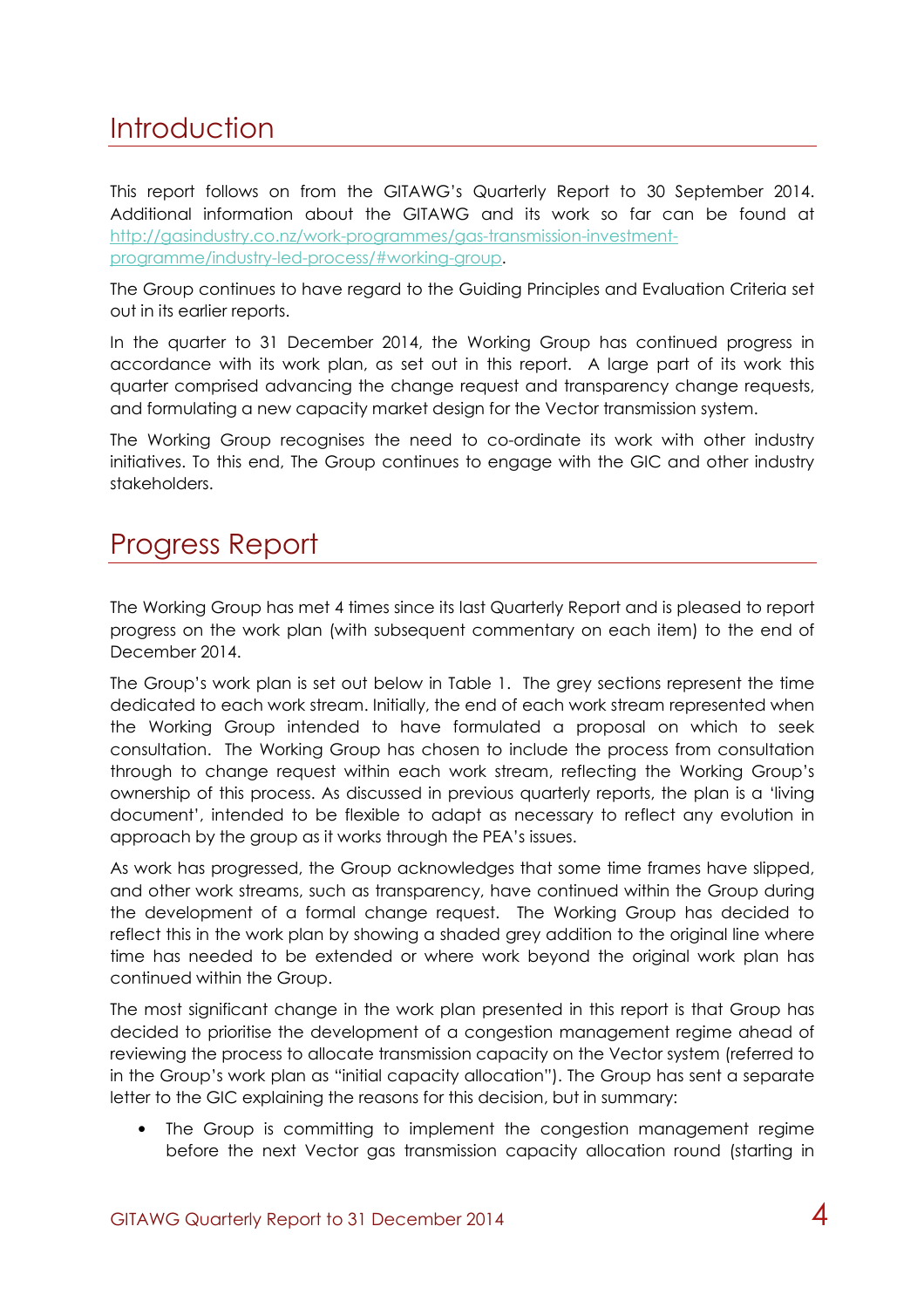# Introduction

This report follows on from the GITAWG's Quarterly Report to 30 September 2014. Additional information about the GITAWG and its work so far can be found at [http://gasindustry.co.nz/work-programmes/gas-transmission-investment-programme/industry-led-process/#working-group](http://gasindustry.co.nz/work-programmes/gas-transmission-investment-programme/industry-led-process/#working-group).

The Group continues to have regard to the Guiding Principles and Evaluation Criteria set out in its earlier reports.

In the quarter to 31 December 2014, the Working Group has continued progress in accordance with its work plan, as set out in this report. A large part of its work this quarter comprised advancing the change request and transparency change requests, and formulating a new capacity market design for the Vector transmission system.

The Working Group recognises the need to co-ordinate its work with other industry initiatives. To this end, The Group continues to engage with the GIC and other industry stakeholders.

# Progress Report

The Working Group has met 4 times since its last Quarterly Report and is pleased to report progress on the work plan (with subsequent commentary on each item) to the end of December 2014.

The Group's work plan is set out below in Table 1. The grey sections represent the time dedicated to each work stream. Initially, the end of each work stream represented when the Working Group intended to have formulated a proposal on which to seek consultation. The Working Group has chosen to include the process from consultation through to change request within each work stream, reflecting the Working Group's ownership of this process. As discussed in previous quarterly reports, the plan is a 'living document', intended to be flexible to adapt as necessary to reflect any evolution in approach by the group as it works through the PEA's issues.

As work has progressed, the Group acknowledges that some time frames have slipped, and other work streams, such as transparency, have continued within the Group during the development of a formal change request. The Working Group has decided to reflect this in the work plan by showing a shaded grey addition to the original line where time has needed to be extended or where work beyond the original work plan has continued within the Group.

The most significant change in the work plan presented in this report is that Group has decided to prioritise the development of a congestion management regime ahead of reviewing the process to allocate transmission capacity on the Vector system (referred to in the Group's work plan as "initial capacity allocation"). The Group has sent a separate letter to the GIC explaining the reasons for this decision, but in summary:

- The Group is committing to implement the congestion management regime before the next Vector gas transmission capacity allocation round (starting in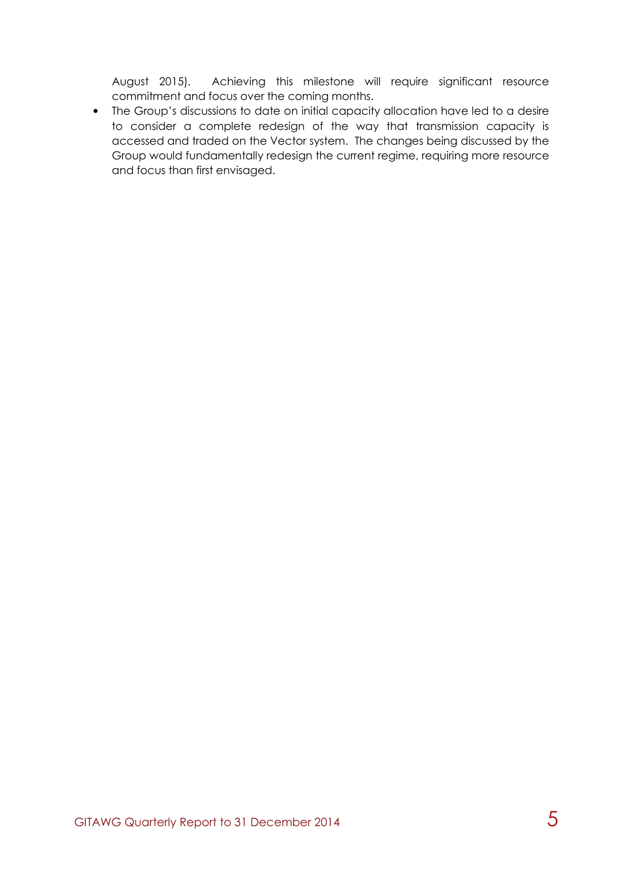August 2015). Achieving this milestone will require significant resource commitment and focus over the coming months.

- The Group's discussions to date on initial capacity allocation have led to a desire to consider a complete redesign of the way that transmission capacity is accessed and traded on the Vector system. The changes being discussed by the Group would fundamentally redesign the current regime, requiring more resource and focus than first envisaged.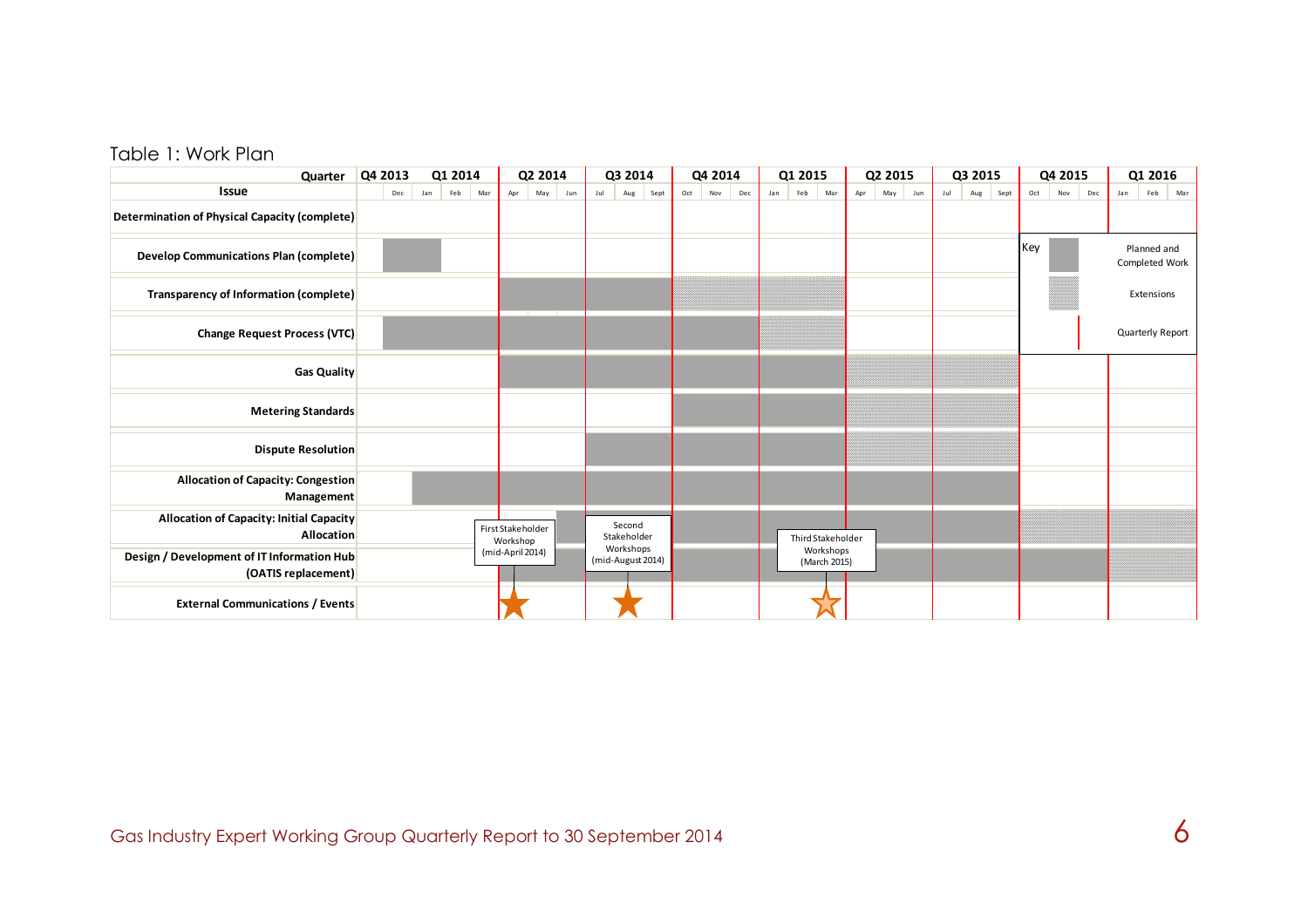Table 1: Work Plan

| Quarter / Issue | Q4 2013 | Q1 2014 | Q2 2014 | Q3 2014 | Q4 2014 | Q1 2015 | Q2 2015 | Q3 2015 | Q4 2015 | Q1 2016 |
|---|---|---|---|---|---|---|---|---|---|---|
| Determination of Physical Capacity (complete) | | | | | | | | | | |
| Develop Communications Plan (complete) | Planned and Completed Work (Dec) | Planned and Completed Work (Jan) | | | | | | | | |
| Transparency of Information (complete) | | | Planned and Completed Work | Planned and Completed Work | Extensions | Extensions | | | | |
| Change Request Process (VTC) | Planned and Completed Work (Dec) | Planned and Completed Work | Planned and Completed Work | Planned and Completed Work | Planned and Completed Work | Extensions | | | | |
| Gas Quality | | | Planned and Completed Work | Planned and Completed Work | Planned and Completed Work | Planned and Completed Work | Extensions | Extensions | | |
| Metering Standards | | | | | Planned and Completed Work | Planned and Completed Work | Extensions | Extensions | | |
| Dispute Resolution | | | | Planned and Completed Work | Planned and Completed Work | Planned and Completed Work | Extensions | Extensions | | |
| Allocation of Capacity: Congestion Management | | Planned and Completed Work (from Feb) | Planned and Completed Work | Planned and Completed Work | Planned and Completed Work | Planned and Completed Work | Planned and Completed Work | Planned and Completed Work | | |
| Allocation of Capacity: Initial Capacity Allocation | | | Planned and Completed Work (from Jun) | Planned and Completed Work | Planned and Completed Work | Planned and Completed Work | Planned and Completed Work | Planned and Completed Work | Extensions | Extensions |
| Design / Development of IT Information Hub (OATIS replacement) | | | Planned and Completed Work (from Jun) | Planned and Completed Work | Planned and Completed Work | Planned and Completed Work | Planned and Completed Work | Planned and Completed Work | Planned and Completed Work | Extensions |
| External Communications / Events | | | First Stakeholder Workshop (mid-April 2014) | Second Stakeholder Workshops (mid-August 2014) | | Third Stakeholder Workshops (March 2015) | | | | |

Key:
- Planned and Completed Work
- Extensions
- Quarterly Report (red vertical lines at end of each quarter from Q1 2014)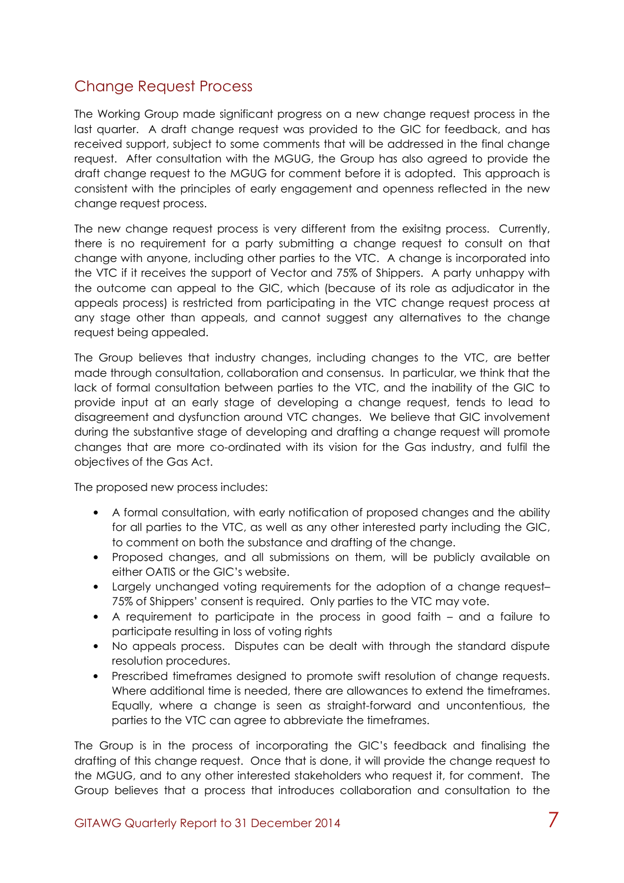## Change Request Process

The Working Group made significant progress on a new change request process in the last quarter. A draft change request was provided to the GIC for feedback, and has received support, subject to some comments that will be addressed in the final change request. After consultation with the MGUG, the Group has also agreed to provide the draft change request to the MGUG for comment before it is adopted. This approach is consistent with the principles of early engagement and openness reflected in the new change request process.

The new change request process is very different from the exisitng process. Currently, there is no requirement for a party submitting a change request to consult on that change with anyone, including other parties to the VTC. A change is incorporated into the VTC if it receives the support of Vector and 75% of Shippers. A party unhappy with the outcome can appeal to the GIC, which (because of its role as adjudicator in the appeals process) is restricted from participating in the VTC change request process at any stage other than appeals, and cannot suggest any alternatives to the change request being appealed.

The Group believes that industry changes, including changes to the VTC, are better made through consultation, collaboration and consensus. In particular, we think that the lack of formal consultation between parties to the VTC, and the inability of the GIC to provide input at an early stage of developing a change request, tends to lead to disagreement and dysfunction around VTC changes. We believe that GIC involvement during the substantive stage of developing and drafting a change request will promote changes that are more co-ordinated with its vision for the Gas industry, and fulfil the objectives of the Gas Act.

The proposed new process includes:

- A formal consultation, with early notification of proposed changes and the ability for all parties to the VTC, as well as any other interested party including the GIC, to comment on both the substance and drafting of the change.
- Proposed changes, and all submissions on them, will be publicly available on either OATIS or the GIC's website.
- Largely unchanged voting requirements for the adoption of a change request– 75% of Shippers' consent is required. Only parties to the VTC may vote.
- A requirement to participate in the process in good faith – and a failure to participate resulting in loss of voting rights
- No appeals process. Disputes can be dealt with through the standard dispute resolution procedures.
- Prescribed timeframes designed to promote swift resolution of change requests. Where additional time is needed, there are allowances to extend the timeframes. Equally, where a change is seen as straight-forward and uncontentious, the parties to the VTC can agree to abbreviate the timeframes.

The Group is in the process of incorporating the GIC's feedback and finalising the drafting of this change request. Once that is done, it will provide the change request to the MGUG, and to any other interested stakeholders who request it, for comment. The Group believes that a process that introduces collaboration and consultation to the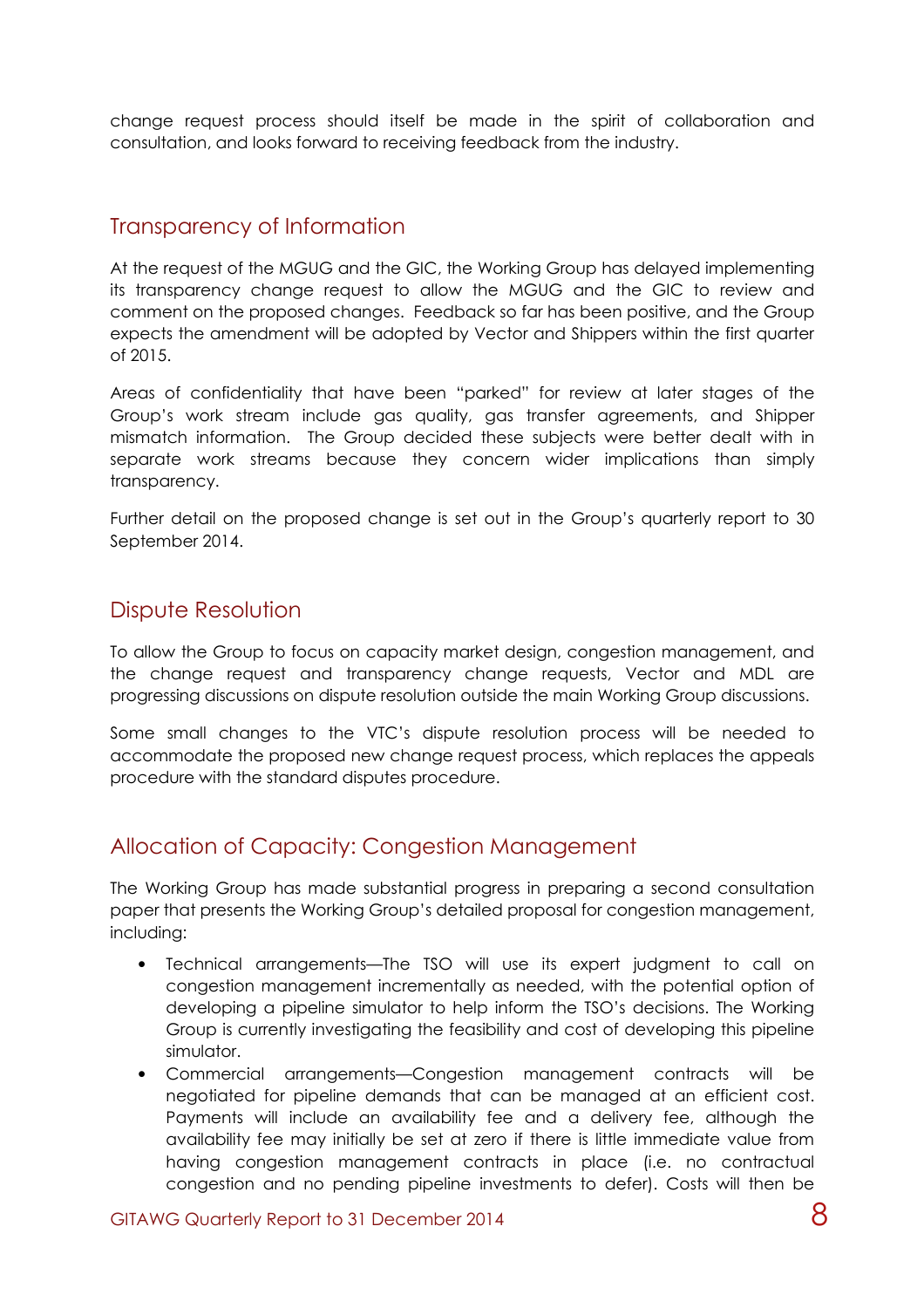change request process should itself be made in the spirit of collaboration and consultation, and looks forward to receiving feedback from the industry.

## Transparency of Information

At the request of the MGUG and the GIC, the Working Group has delayed implementing its transparency change request to allow the MGUG and the GIC to review and comment on the proposed changes. Feedback so far has been positive, and the Group expects the amendment will be adopted by Vector and Shippers within the first quarter of 2015.

Areas of confidentiality that have been "parked" for review at later stages of the Group's work stream include gas quality, gas transfer agreements, and Shipper mismatch information. The Group decided these subjects were better dealt with in separate work streams because they concern wider implications than simply transparency.

Further detail on the proposed change is set out in the Group's quarterly report to 30 September 2014.

## Dispute Resolution

To allow the Group to focus on capacity market design, congestion management, and the change request and transparency change requests, Vector and MDL are progressing discussions on dispute resolution outside the main Working Group discussions.

Some small changes to the VTC's dispute resolution process will be needed to accommodate the proposed new change request process, which replaces the appeals procedure with the standard disputes procedure.

## Allocation of Capacity: Congestion Management

The Working Group has made substantial progress in preparing a second consultation paper that presents the Working Group's detailed proposal for congestion management, including:

- Technical arrangements—The TSO will use its expert judgment to call on congestion management incrementally as needed, with the potential option of developing a pipeline simulator to help inform the TSO's decisions. The Working Group is currently investigating the feasibility and cost of developing this pipeline simulator.
- Commercial arrangements—Congestion management contracts will be negotiated for pipeline demands that can be managed at an efficient cost. Payments will include an availability fee and a delivery fee, although the availability fee may initially be set at zero if there is little immediate value from having congestion management contracts in place (i.e. no contractual congestion and no pending pipeline investments to defer). Costs will then be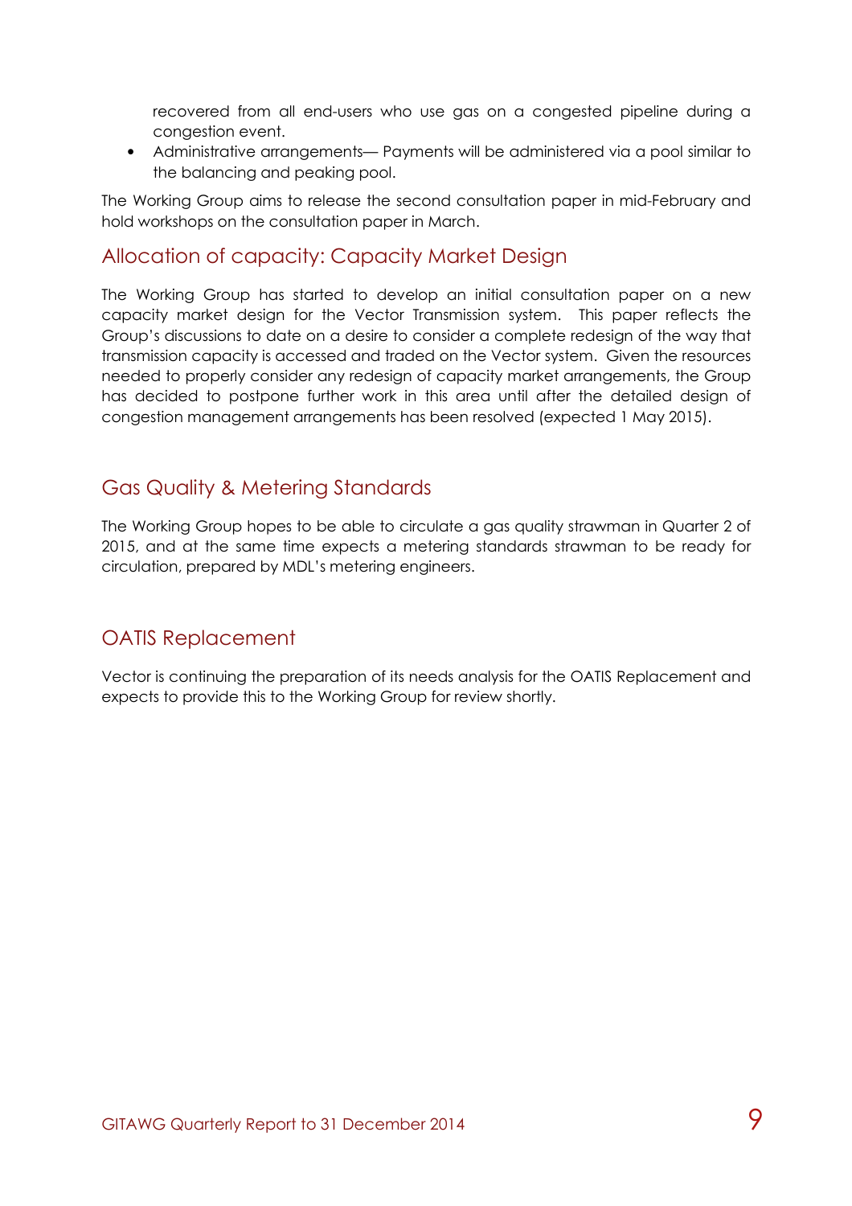recovered from all end-users who use gas on a congested pipeline during a congestion event.

- Administrative arrangements— Payments will be administered via a pool similar to the balancing and peaking pool.

The Working Group aims to release the second consultation paper in mid-February and hold workshops on the consultation paper in March.

## Allocation of capacity: Capacity Market Design

The Working Group has started to develop an initial consultation paper on a new capacity market design for the Vector Transmission system. This paper reflects the Group's discussions to date on a desire to consider a complete redesign of the way that transmission capacity is accessed and traded on the Vector system. Given the resources needed to properly consider any redesign of capacity market arrangements, the Group has decided to postpone further work in this area until after the detailed design of congestion management arrangements has been resolved (expected 1 May 2015).

## Gas Quality & Metering Standards

The Working Group hopes to be able to circulate a gas quality strawman in Quarter 2 of 2015, and at the same time expects a metering standards strawman to be ready for circulation, prepared by MDL's metering engineers.

## OATIS Replacement

Vector is continuing the preparation of its needs analysis for the OATIS Replacement and expects to provide this to the Working Group for review shortly.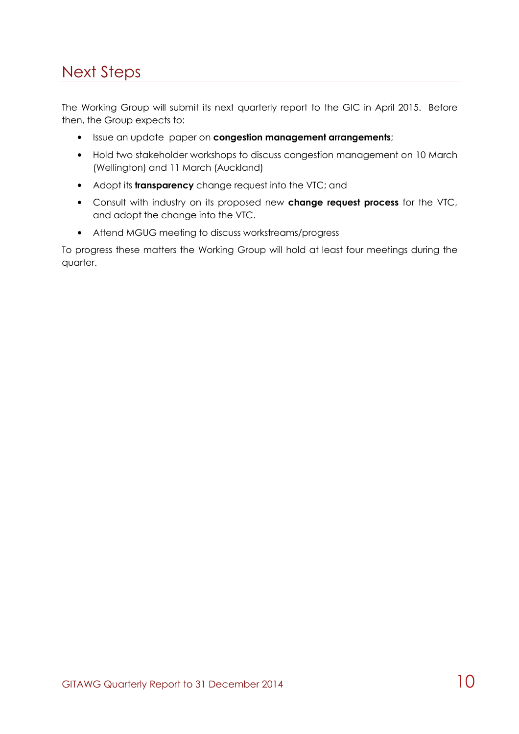# Next Steps

The Working Group will submit its next quarterly report to the GIC in April 2015. Before then, the Group expects to:

- Issue an update paper on **congestion management arrangements**;
- Hold two stakeholder workshops to discuss congestion management on 10 March (Wellington) and 11 March (Auckland)
- Adopt its **transparency** change request into the VTC; and
- Consult with industry on its proposed new **change request process** for the VTC, and adopt the change into the VTC.
- Attend MGUG meeting to discuss workstreams/progress

To progress these matters the Working Group will hold at least four meetings during the quarter.